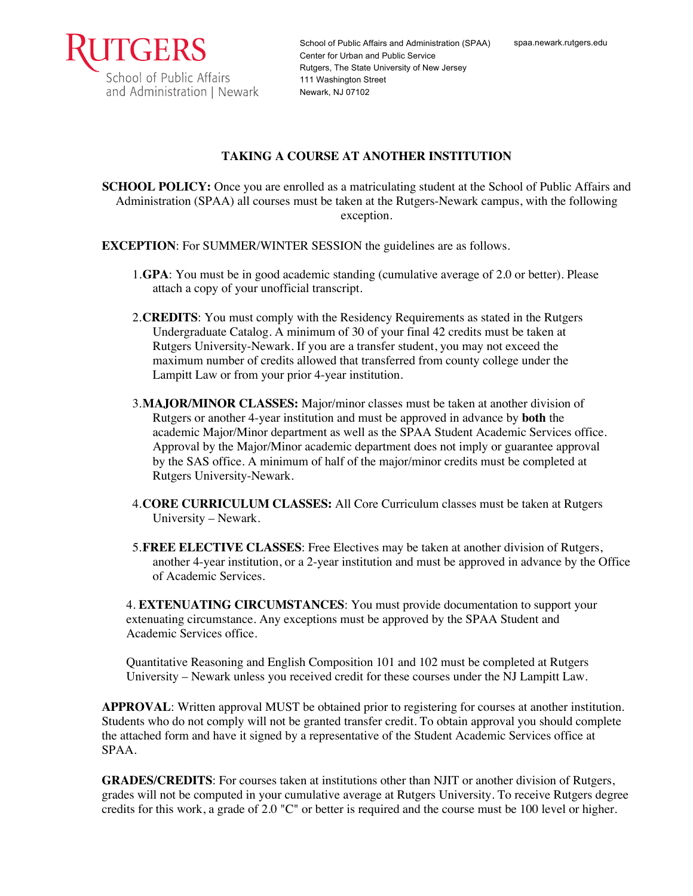RUTGERS
School of Public Affairs
and Administration | Newark

School of Public Affairs and Administration (SPAA)
Center for Urban and Public Service
Rutgers, The State University of New Jersey
111 Washington Street
Newark, NJ 07102

spaa.newark.rutgers.edu

# TAKING A COURSE AT ANOTHER INSTITUTION

**SCHOOL POLICY:** Once you are enrolled as a matriculating student at the School of Public Affairs and Administration (SPAA) all courses must be taken at the Rutgers-Newark campus, with the following exception.

**EXCEPTION**: For SUMMER/WINTER SESSION the guidelines are as follows.

1. **GPA**: You must be in good academic standing (cumulative average of 2.0 or better). Please attach a copy of your unofficial transcript.

2. **CREDITS**: You must comply with the Residency Requirements as stated in the Rutgers Undergraduate Catalog. A minimum of 30 of your final 42 credits must be taken at Rutgers University-Newark. If you are a transfer student, you may not exceed the maximum number of credits allowed that transferred from county college under the Lampitt Law or from your prior 4-year institution.

3. **MAJOR/MINOR CLASSES:** Major/minor classes must be taken at another division of Rutgers or another 4-year institution and must be approved in advance by **both** the academic Major/Minor department as well as the SPAA Student Academic Services office. Approval by the Major/Minor academic department does not imply or guarantee approval by the SAS office. A minimum of half of the major/minor credits must be completed at Rutgers University-Newark.

4. **CORE CURRICULUM CLASSES:** All Core Curriculum classes must be taken at Rutgers University – Newark.

5. **FREE ELECTIVE CLASSES**: Free Electives may be taken at another division of Rutgers, another 4-year institution, or a 2-year institution and must be approved in advance by the Office of Academic Services.

4. **EXTENUATING CIRCUMSTANCES**: You must provide documentation to support your extenuating circumstance. Any exceptions must be approved by the SPAA Student and Academic Services office.

Quantitative Reasoning and English Composition 101 and 102 must be completed at Rutgers University – Newark unless you received credit for these courses under the NJ Lampitt Law.

**APPROVAL**: Written approval MUST be obtained prior to registering for courses at another institution. Students who do not comply will not be granted transfer credit. To obtain approval you should complete the attached form and have it signed by a representative of the Student Academic Services office at SPAA.

**GRADES/CREDITS**: For courses taken at institutions other than NJIT or another division of Rutgers, grades will not be computed in your cumulative average at Rutgers University. To receive Rutgers degree credits for this work, a grade of 2.0 "C" or better is required and the course must be 100 level or higher.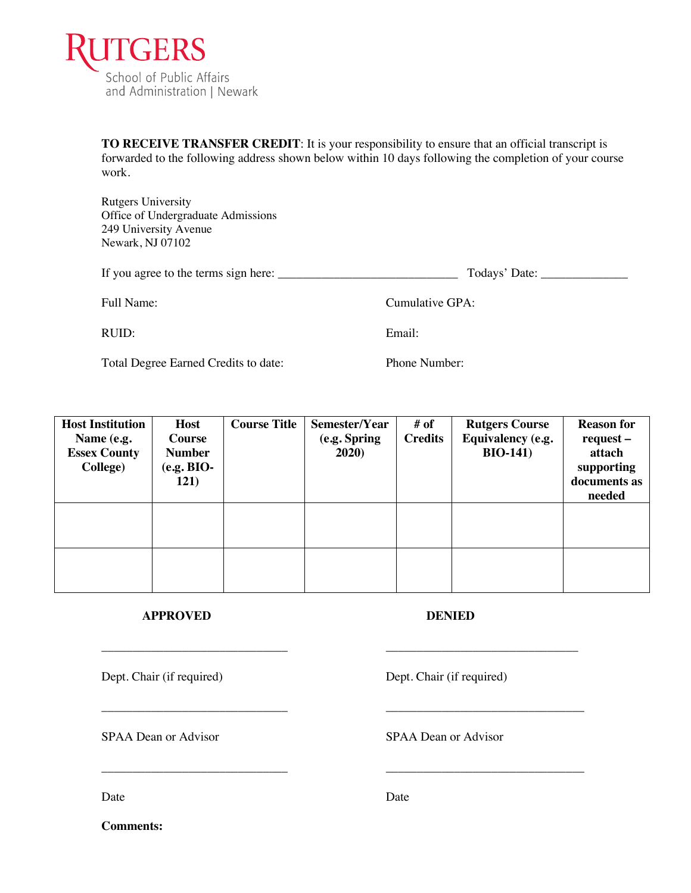Rutgers
School of Public Affairs and Administration | Newark

**TO RECEIVE TRANSFER CREDIT**: It is your responsibility to ensure that an official transcript is forwarded to the following address shown below within 10 days following the completion of your course work.

Rutgers University
Office of Undergraduate Admissions
249 University Avenue
Newark, NJ 07102

If you agree to the terms sign here: ______________________________ Todays' Date: ______________

Full Name:

Cumulative GPA:

RUID:

Email:

Total Degree Earned Credits to date:

Phone Number:

| Host Institution Name (e.g. Essex County College) | Host Course Number (e.g. BIO-121) | Course Title | Semester/Year (e.g. Spring 2020) | # of Credits | Rutgers Course Equivalency (e.g. BIO-141) | Reason for request – attach supporting documents as needed |
|---|---|---|---|---|---|---|
| | | | | | | |
| | | | | | | |

**APPROVED**

_______________________________

Dept. Chair (if required)

_______________________________

SPAA Dean or Advisor

_______________________________

Date

**DENIED**

_______________________________

Dept. Chair (if required)

_______________________________

SPAA Dean or Advisor

_______________________________

Date

**Comments:**